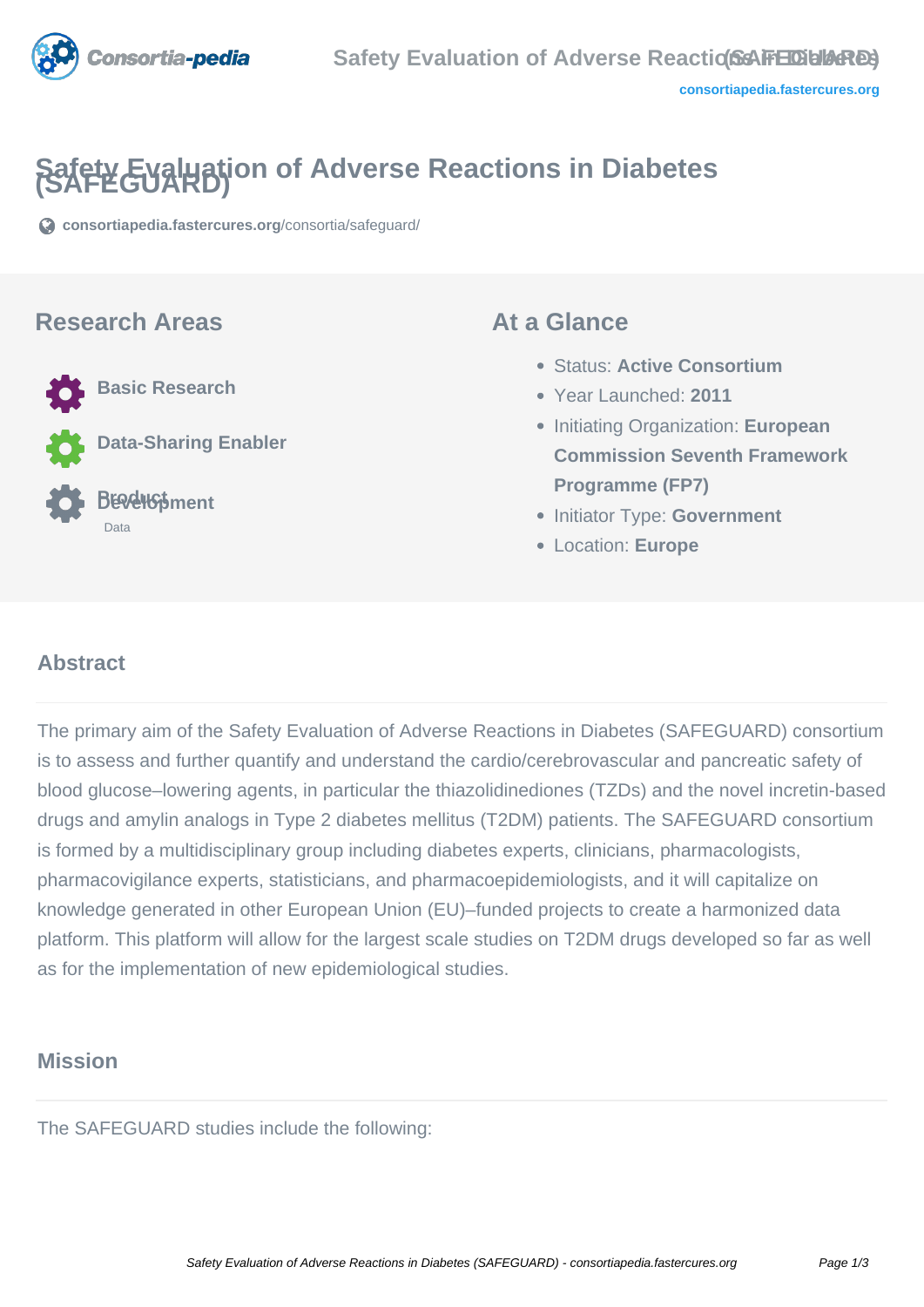# Safety Evaluation of Adverse Reactions in Diabetes (SAFEGUARD)

consortiapedia.fastercures.org/consortia/safeguard/

## Research Areas

- Basic Research
- Data-Sharing Enabler
- Product Development
  - Data

## At a Glance

- Status: **Active Consortium**
- Year Launched: **2011**
- Initiating Organization: **European Commission Seventh Framework Programme (FP7)**
- Initiator Type: **Government**
- Location: **Europe**

## Abstract

The primary aim of the Safety Evaluation of Adverse Reactions in Diabetes (SAFEGUARD) consortium is to assess and further quantify and understand the cardio/cerebrovascular and pancreatic safety of blood glucose–lowering agents, in particular the thiazolidinediones (TZDs) and the novel incretin-based drugs and amylin analogs in Type 2 diabetes mellitus (T2DM) patients. The SAFEGUARD consortium is formed by a multidisciplinary group including diabetes experts, clinicians, pharmacologists, pharmacovigilance experts, statisticians, and pharmacoepidemiologists, and it will capitalize on knowledge generated in other European Union (EU)–funded projects to create a harmonized data platform. This platform will allow for the largest scale studies on T2DM drugs developed so far as well as for the implementation of new epidemiological studies.

## Mission

The SAFEGUARD studies include the following: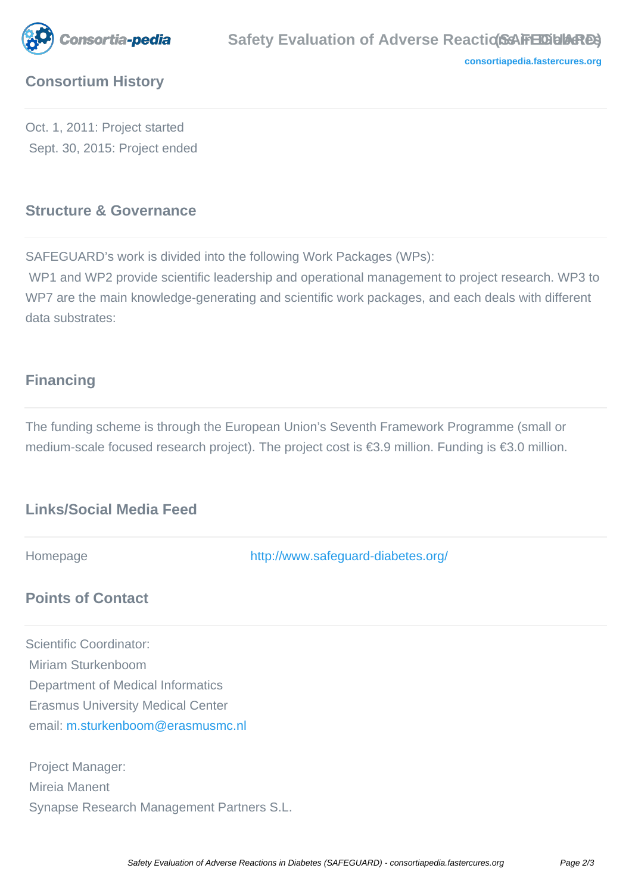## Consortium History

Oct. 1, 2011: Project started
Sept. 30, 2015: Project ended

## Structure & Governance

SAFEGUARD's work is divided into the following Work Packages (WPs):
WP1 and WP2 provide scientific leadership and operational management to project research. WP3 to WP7 are the main knowledge-generating and scientific work packages, and each deals with different data substrates:

## Financing

The funding scheme is through the European Union's Seventh Framework Programme (small or medium-scale focused research project). The project cost is €3.9 million. Funding is €3.0 million.

## Links/Social Media Feed

| Homepage | http://www.safeguard-diabetes.org/ |
|---|---|

## Points of Contact

Scientific Coordinator:
Miriam Sturkenboom
Department of Medical Informatics
Erasmus University Medical Center
email: m.sturkenboom@erasmusmc.nl

Project Manager:
Mireia Manent
Synapse Research Management Partners S.L.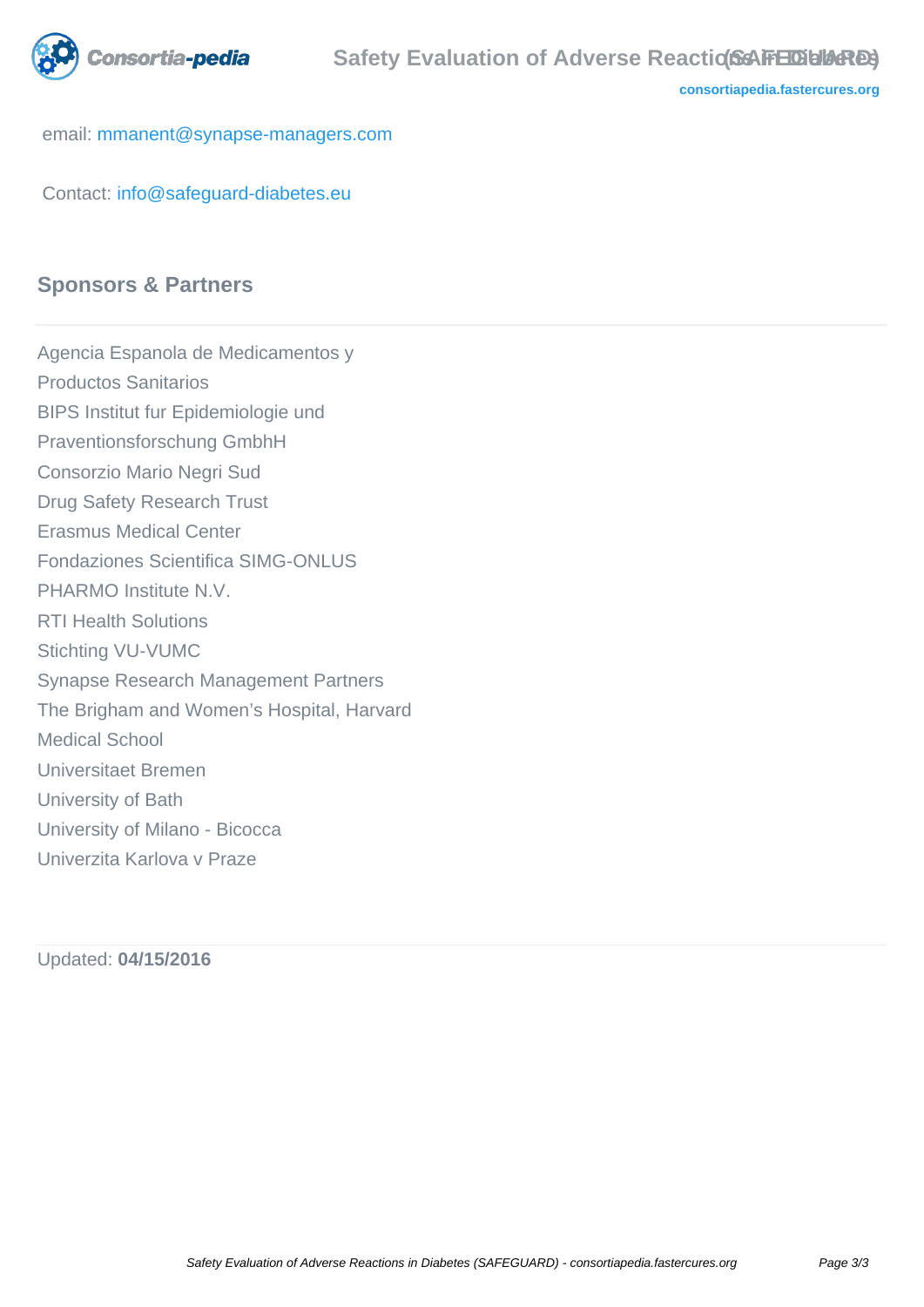email: mmanent@synapse-managers.com

Contact: info@safeguard-diabetes.eu

## Sponsors & Partners

Agencia Espanola de Medicamentos y Productos Sanitarios
BIPS Institut fur Epidemiologie und Praventionsforschung GmbhH
Consorzio Mario Negri Sud
Drug Safety Research Trust
Erasmus Medical Center
Fondaziones Scientifica SIMG-ONLUS
PHARMO Institute N.V.
RTI Health Solutions
Stichting VU-VUMC
Synapse Research Management Partners
The Brigham and Women's Hospital, Harvard Medical School
Universitaet Bremen
University of Bath
University of Milano - Bicocca
Univerzita Karlova v Praze

Updated: **04/15/2016**